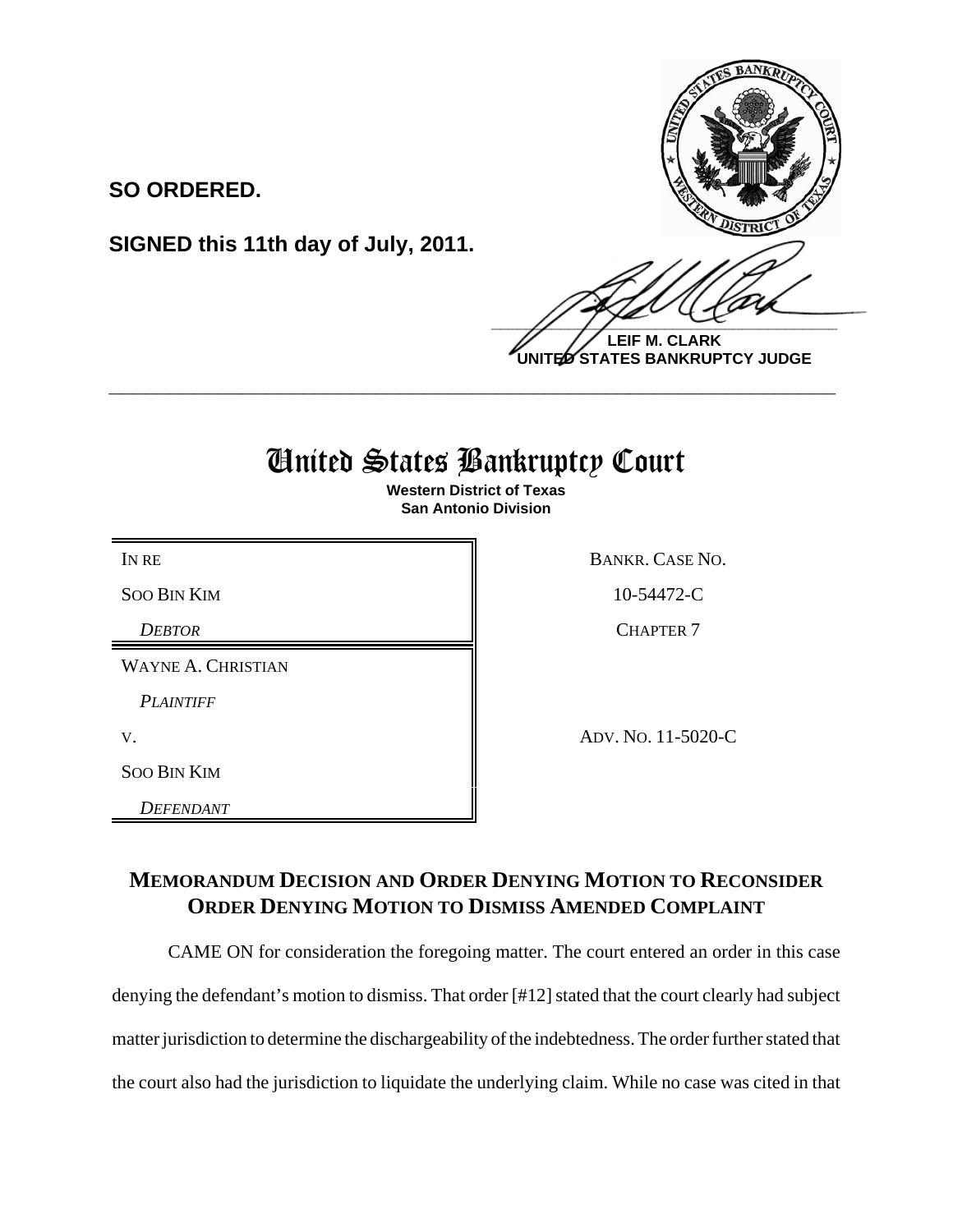**SO ORDERED.**

**SIGNED this 11th day of July, 2011.**

**LEIF M. CLARK**
**UNITED STATES BANKRUPTCY JUDGE**

---

# United States Bankruptcy Court

**Western District of Texas**
**San Antonio Division**

| | |
|---|---|
| IN RE | BANKR. CASE NO. |
| SOO BIN KIM | 10-54472-C |
| *DEBTOR* | CHAPTER 7 |
| WAYNE A. CHRISTIAN | |
| *PLAINTIFF* | |
| V. | ADV. NO. 11-5020-C |
| SOO BIN KIM | |
| *DEFENDANT* | |

## MEMORANDUM DECISION AND ORDER DENYING MOTION TO RECONSIDER ORDER DENYING MOTION TO DISMISS AMENDED COMPLAINT

CAME ON for consideration the foregoing matter. The court entered an order in this case denying the defendant's motion to dismiss. That order [#12] stated that the court clearly had subject matter jurisdiction to determine the dischargeability of the indebtedness. The order further stated that the court also had the jurisdiction to liquidate the underlying claim. While no case was cited in that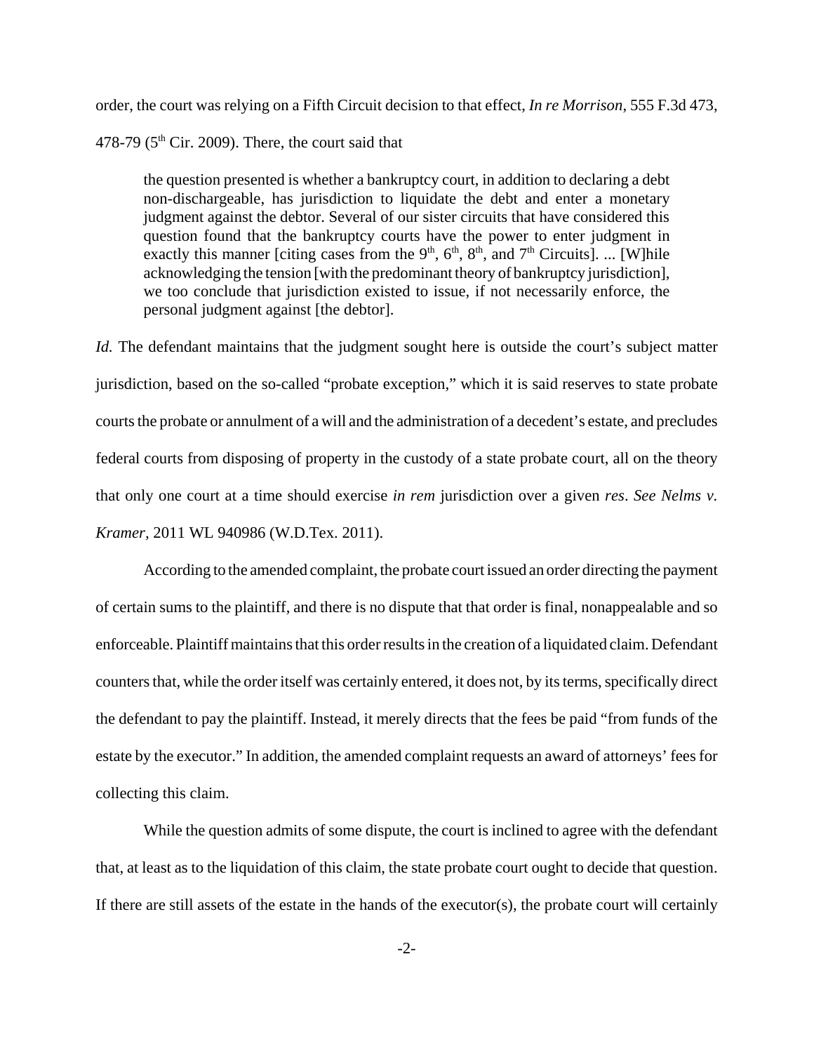order, the court was relying on a Fifth Circuit decision to that effect, *In re Morrison*, 555 F.3d 473, 478-79 (5th Cir. 2009). There, the court said that

> the question presented is whether a bankruptcy court, in addition to declaring a debt non-dischargeable, has jurisdiction to liquidate the debt and enter a monetary judgment against the debtor. Several of our sister circuits that have considered this question found that the bankruptcy courts have the power to enter judgment in exactly this manner [citing cases from the 9th, 6th, 8th, and 7th Circuits]. ... [W]hile acknowledging the tension [with the predominant theory of bankruptcy jurisdiction], we too conclude that jurisdiction existed to issue, if not necessarily enforce, the personal judgment against [the debtor].

*Id.* The defendant maintains that the judgment sought here is outside the court's subject matter jurisdiction, based on the so-called "probate exception," which it is said reserves to state probate courts the probate or annulment of a will and the administration of a decedent's estate, and precludes federal courts from disposing of property in the custody of a state probate court, all on the theory that only one court at a time should exercise *in rem* jurisdiction over a given *res*. *See Nelms v. Kramer*, 2011 WL 940986 (W.D.Tex. 2011).

According to the amended complaint, the probate court issued an order directing the payment of certain sums to the plaintiff, and there is no dispute that that order is final, nonappealable and so enforceable. Plaintiff maintains that this order results in the creation of a liquidated claim. Defendant counters that, while the order itself was certainly entered, it does not, by its terms, specifically direct the defendant to pay the plaintiff. Instead, it merely directs that the fees be paid "from funds of the estate by the executor." In addition, the amended complaint requests an award of attorneys' fees for collecting this claim.

While the question admits of some dispute, the court is inclined to agree with the defendant that, at least as to the liquidation of this claim, the state probate court ought to decide that question. If there are still assets of the estate in the hands of the executor(s), the probate court will certainly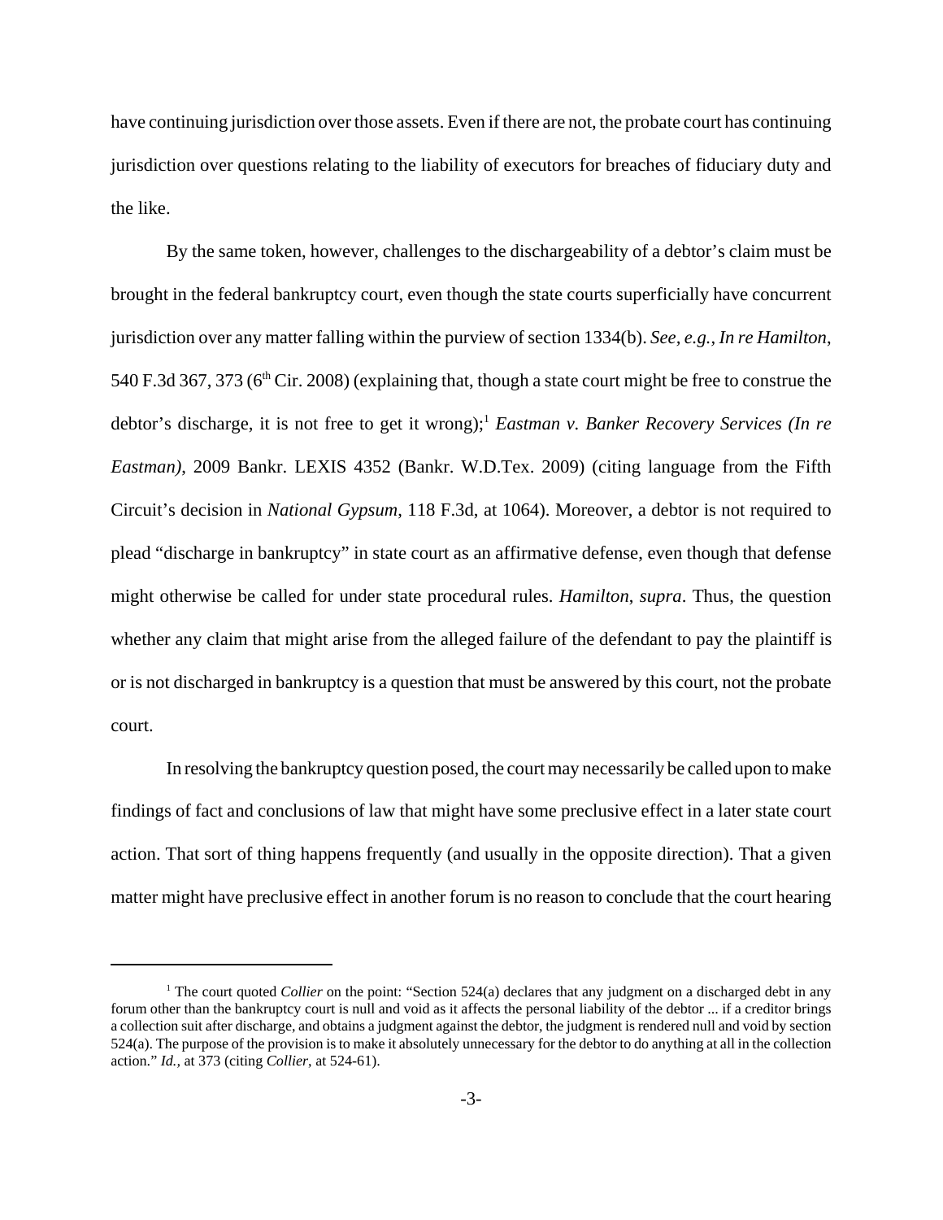have continuing jurisdiction over those assets. Even if there are not, the probate court has continuing jurisdiction over questions relating to the liability of executors for breaches of fiduciary duty and the like.

By the same token, however, challenges to the dischargeability of a debtor's claim must be brought in the federal bankruptcy court, even though the state courts superficially have concurrent jurisdiction over any matter falling within the purview of section 1334(b). *See, e.g., In re Hamilton*, 540 F.3d 367, 373 (6th Cir. 2008) (explaining that, though a state court might be free to construe the debtor's discharge, it is not free to get it wrong);[1] *Eastman v. Banker Recovery Services (In re Eastman)*, 2009 Bankr. LEXIS 4352 (Bankr. W.D.Tex. 2009) (citing language from the Fifth Circuit's decision in *National Gypsum*, 118 F.3d, at 1064). Moreover, a debtor is not required to plead "discharge in bankruptcy" in state court as an affirmative defense, even though that defense might otherwise be called for under state procedural rules. *Hamilton*, *supra*. Thus, the question whether any claim that might arise from the alleged failure of the defendant to pay the plaintiff is or is not discharged in bankruptcy is a question that must be answered by this court, not the probate court.

In resolving the bankruptcy question posed, the court may necessarily be called upon to make findings of fact and conclusions of law that might have some preclusive effect in a later state court action. That sort of thing happens frequently (and usually in the opposite direction). That a given matter might have preclusive effect in another forum is no reason to conclude that the court hearing

[1] The court quoted *Collier* on the point: "Section 524(a) declares that any judgment on a discharged debt in any forum other than the bankruptcy court is null and void as it affects the personal liability of the debtor ... if a creditor brings a collection suit after discharge, and obtains a judgment against the debtor, the judgment is rendered null and void by section 524(a). The purpose of the provision is to make it absolutely unnecessary for the debtor to do anything at all in the collection action." *Id.*, at 373 (citing *Collier*, at 524-61).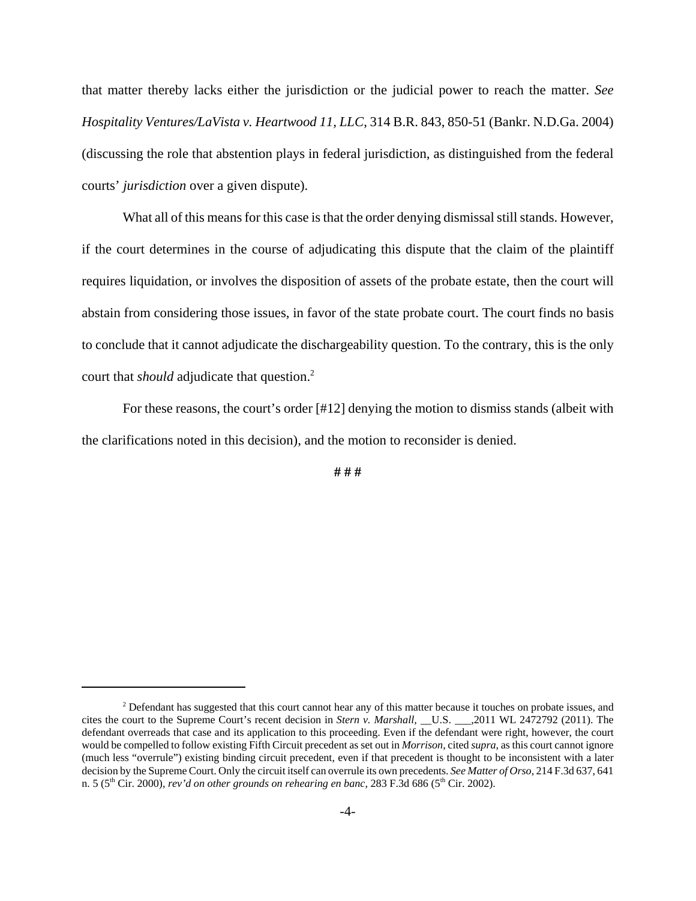that matter thereby lacks either the jurisdiction or the judicial power to reach the matter. *See Hospitality Ventures/LaVista v. Heartwood 11, LLC*, 314 B.R. 843, 850-51 (Bankr. N.D.Ga. 2004) (discussing the role that abstention plays in federal jurisdiction, as distinguished from the federal courts' *jurisdiction* over a given dispute).

What all of this means for this case is that the order denying dismissal still stands. However, if the court determines in the course of adjudicating this dispute that the claim of the plaintiff requires liquidation, or involves the disposition of assets of the probate estate, then the court will abstain from considering those issues, in favor of the state probate court. The court finds no basis to conclude that it cannot adjudicate the dischargeability question. To the contrary, this is the only court that *should* adjudicate that question.[2]

For these reasons, the court's order [#12] denying the motion to dismiss stands (albeit with the clarifications noted in this decision), and the motion to reconsider is denied.

# # #

---

[2] Defendant has suggested that this court cannot hear any of this matter because it touches on probate issues, and cites the court to the Supreme Court's recent decision in *Stern v. Marshall*, __U.S. ___,2011 WL 2472792 (2011). The defendant overreads that case and its application to this proceeding. Even if the defendant were right, however, the court would be compelled to follow existing Fifth Circuit precedent as set out in *Morrison*, cited *supra*, as this court cannot ignore (much less "overrule") existing binding circuit precedent, even if that precedent is thought to be inconsistent with a later decision by the Supreme Court. Only the circuit itself can overrule its own precedents. *See Matter of Orso*, 214 F.3d 637, 641 n. 5 (5th Cir. 2000), *rev'd on other grounds on rehearing en banc*, 283 F.3d 686 (5th Cir. 2002).